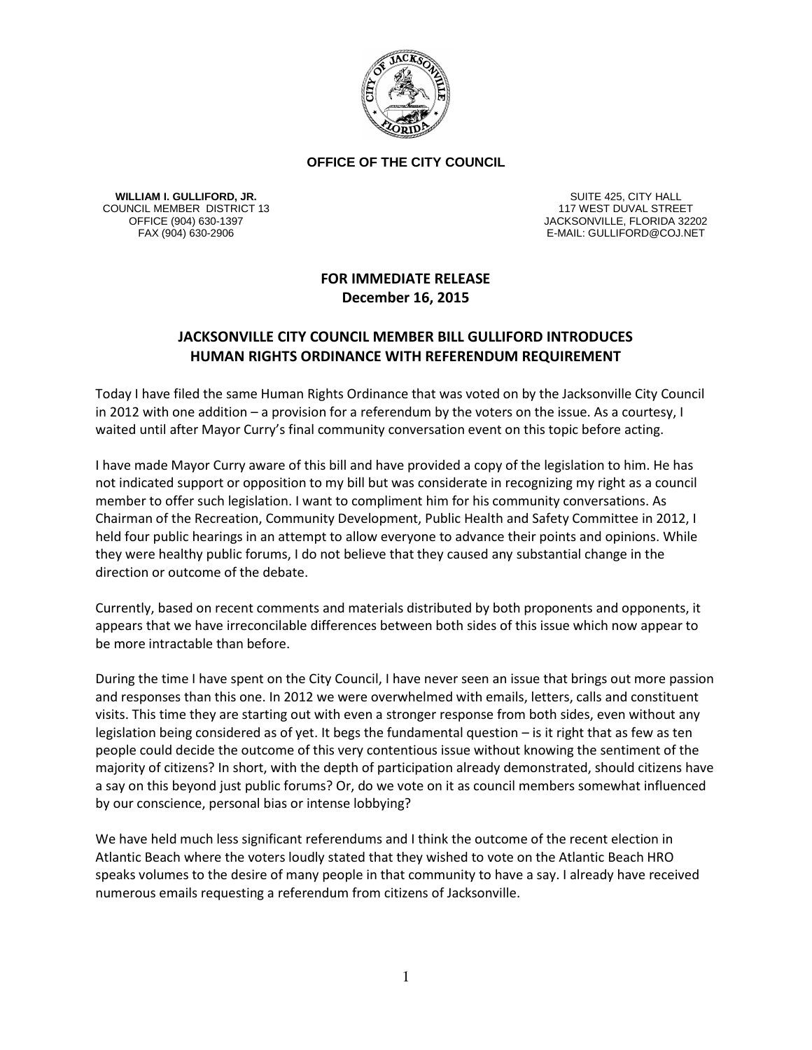**OFFICE OF THE CITY COUNCIL**

**WILLIAM I. GULLIFORD, JR.**
COUNCIL MEMBER DISTRICT 13
OFFICE (904) 630-1397
FAX (904) 630-2906

SUITE 425, CITY HALL
117 WEST DUVAL STREET
JACKSONVILLE, FLORIDA 32202
E-MAIL: GULLIFORD@COJ.NET

**FOR IMMEDIATE RELEASE**
**December 16, 2015**

## JACKSONVILLE CITY COUNCIL MEMBER BILL GULLIFORD INTRODUCES HUMAN RIGHTS ORDINANCE WITH REFERENDUM REQUIREMENT

Today I have filed the same Human Rights Ordinance that was voted on by the Jacksonville City Council in 2012 with one addition – a provision for a referendum by the voters on the issue. As a courtesy, I waited until after Mayor Curry's final community conversation event on this topic before acting.

I have made Mayor Curry aware of this bill and have provided a copy of the legislation to him. He has not indicated support or opposition to my bill but was considerate in recognizing my right as a council member to offer such legislation. I want to compliment him for his community conversations. As Chairman of the Recreation, Community Development, Public Health and Safety Committee in 2012, I held four public hearings in an attempt to allow everyone to advance their points and opinions. While they were healthy public forums, I do not believe that they caused any substantial change in the direction or outcome of the debate.

Currently, based on recent comments and materials distributed by both proponents and opponents, it appears that we have irreconcilable differences between both sides of this issue which now appear to be more intractable than before.

During the time I have spent on the City Council, I have never seen an issue that brings out more passion and responses than this one. In 2012 we were overwhelmed with emails, letters, calls and constituent visits. This time they are starting out with even a stronger response from both sides, even without any legislation being considered as of yet. It begs the fundamental question – is it right that as few as ten people could decide the outcome of this very contentious issue without knowing the sentiment of the majority of citizens? In short, with the depth of participation already demonstrated, should citizens have a say on this beyond just public forums? Or, do we vote on it as council members somewhat influenced by our conscience, personal bias or intense lobbying?

We have held much less significant referendums and I think the outcome of the recent election in Atlantic Beach where the voters loudly stated that they wished to vote on the Atlantic Beach HRO speaks volumes to the desire of many people in that community to have a say. I already have received numerous emails requesting a referendum from citizens of Jacksonville.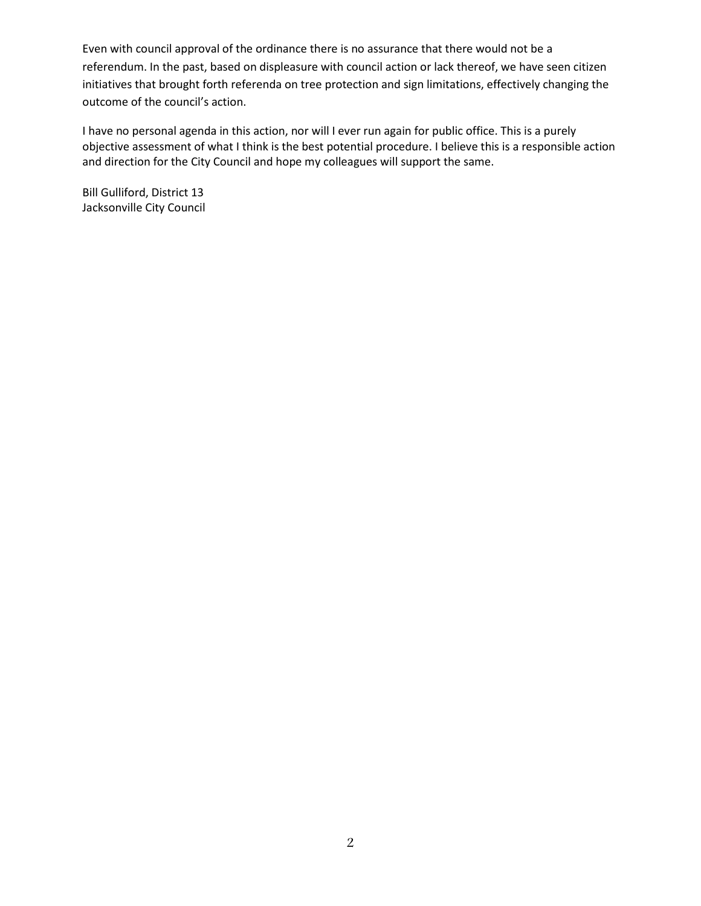Even with council approval of the ordinance there is no assurance that there would not be a referendum. In the past, based on displeasure with council action or lack thereof, we have seen citizen initiatives that brought forth referenda on tree protection and sign limitations, effectively changing the outcome of the council's action.

I have no personal agenda in this action, nor will I ever run again for public office. This is a purely objective assessment of what I think is the best potential procedure. I believe this is a responsible action and direction for the City Council and hope my colleagues will support the same.

Bill Gulliford, District 13
Jacksonville City Council